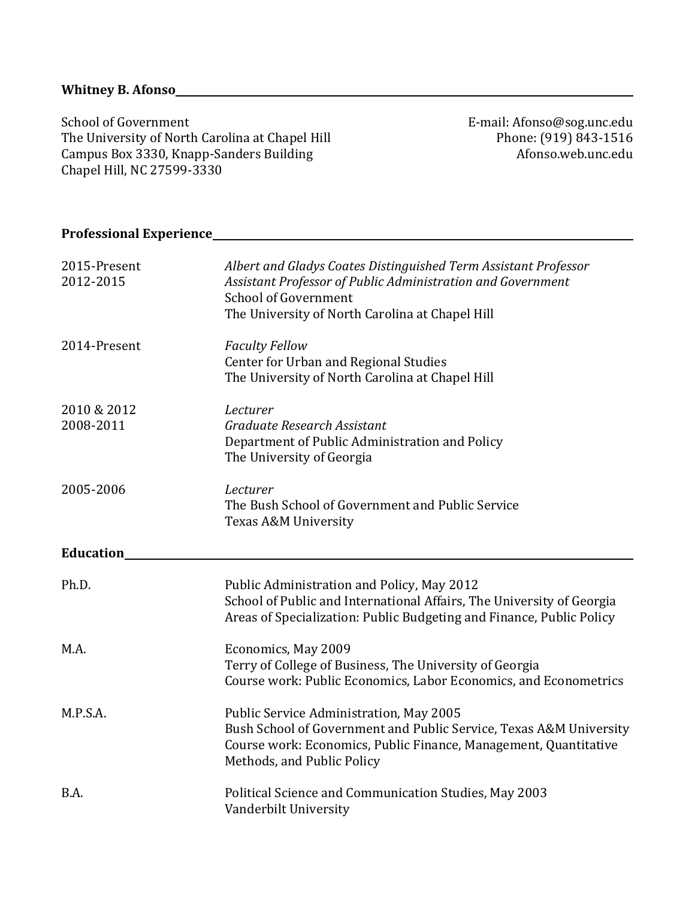# Whitney B. Afonso

School of Government
The University of North Carolina at Chapel Hill
Campus Box 3330, Knapp-Sanders Building
Chapel Hill, NC 27599-3330

E-mail: Afonso@sog.unc.edu
Phone: (919) 843-1516
Afonso.web.unc.edu

## Professional Experience

2015-Present — *Albert and Gladys Coates Distinguished Term Assistant Professor*
2012-2015 — *Assistant Professor of Public Administration and Government*
School of Government
The University of North Carolina at Chapel Hill

2014-Present — *Faculty Fellow*
Center for Urban and Regional Studies
The University of North Carolina at Chapel Hill

2010 & 2012 — *Lecturer*
2008-2011 — *Graduate Research Assistant*
Department of Public Administration and Policy
The University of Georgia

2005-2006 — *Lecturer*
The Bush School of Government and Public Service
Texas A&M University

## Education

**Ph.D.** — Public Administration and Policy, May 2012
School of Public and International Affairs, The University of Georgia
Areas of Specialization: Public Budgeting and Finance, Public Policy

**M.A.** — Economics, May 2009
Terry of College of Business, The University of Georgia
Course work: Public Economics, Labor Economics, and Econometrics

**M.P.S.A.** — Public Service Administration, May 2005
Bush School of Government and Public Service, Texas A&M University
Course work: Economics, Public Finance, Management, Quantitative Methods, and Public Policy

**B.A.** — Political Science and Communication Studies, May 2003
Vanderbilt University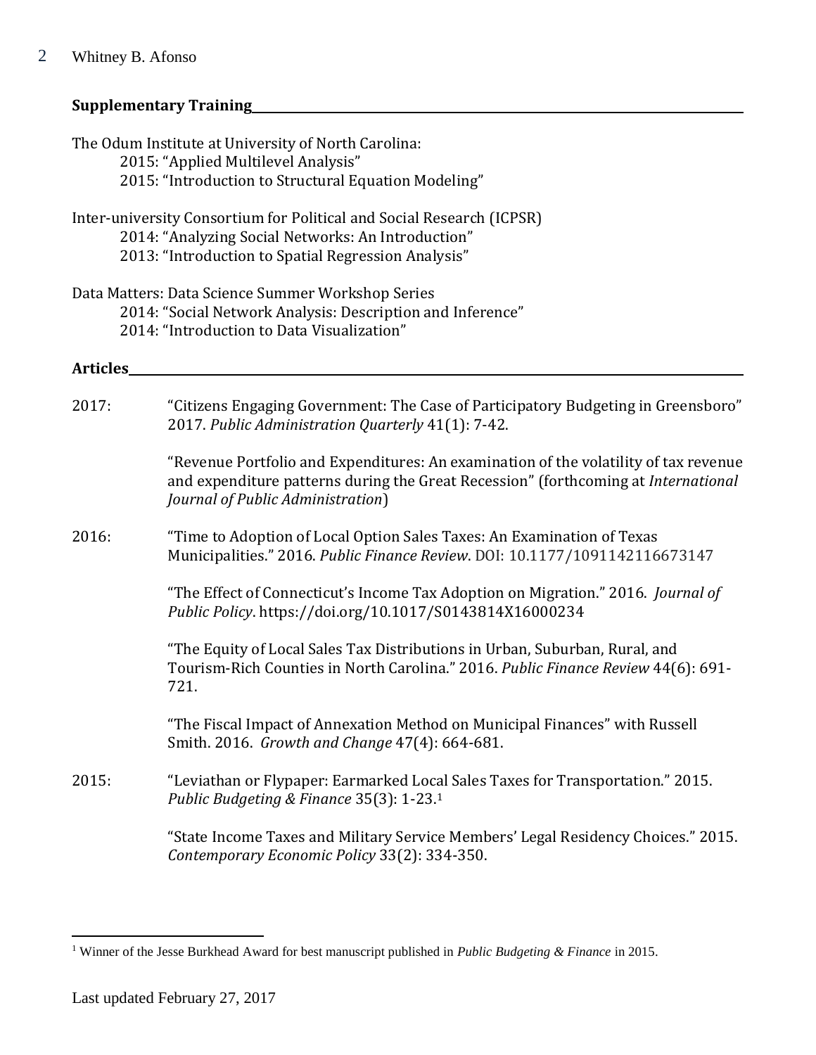## Supplementary Training

The Odum Institute at University of North Carolina:

- 2015: "Applied Multilevel Analysis"
- 2015: "Introduction to Structural Equation Modeling"

Inter-university Consortium for Political and Social Research (ICPSR)

- 2014: "Analyzing Social Networks: An Introduction"
- 2013: "Introduction to Spatial Regression Analysis"

Data Matters: Data Science Summer Workshop Series

- 2014: "Social Network Analysis: Description and Inference"
- 2014: "Introduction to Data Visualization"

## Articles

2017:

"Citizens Engaging Government: The Case of Participatory Budgeting in Greensboro" 2017. *Public Administration Quarterly* 41(1): 7-42.

"Revenue Portfolio and Expenditures: An examination of the volatility of tax revenue and expenditure patterns during the Great Recession" (forthcoming at *International Journal of Public Administration*)

2016:

"Time to Adoption of Local Option Sales Taxes: An Examination of Texas Municipalities." 2016. *Public Finance Review*. DOI: 10.1177/1091142116673147

"The Effect of Connecticut's Income Tax Adoption on Migration." 2016. *Journal of Public Policy*. https://doi.org/10.1017/S0143814X16000234

"The Equity of Local Sales Tax Distributions in Urban, Suburban, Rural, and Tourism-Rich Counties in North Carolina." 2016. *Public Finance Review* 44(6): 691-721.

"The Fiscal Impact of Annexation Method on Municipal Finances" with Russell Smith. 2016. *Growth and Change* 47(4): 664-681.

2015:

"Leviathan or Flypaper: Earmarked Local Sales Taxes for Transportation." 2015. *Public Budgeting & Finance* 35(3): 1-23.[1]

"State Income Taxes and Military Service Members' Legal Residency Choices." 2015. *Contemporary Economic Policy* 33(2): 334-350.

---

[1] Winner of the Jesse Burkhead Award for best manuscript published in *Public Budgeting & Finance* in 2015.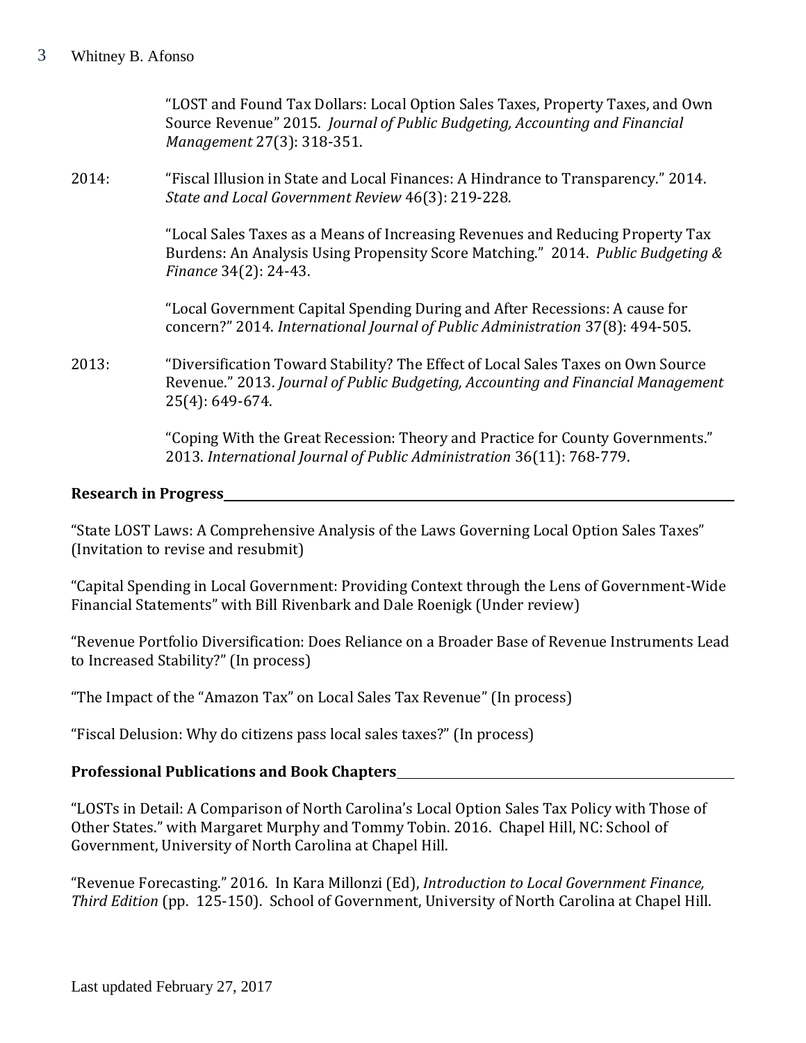"LOST and Found Tax Dollars: Local Option Sales Taxes, Property Taxes, and Own Source Revenue" 2015. *Journal of Public Budgeting, Accounting and Financial Management* 27(3): 318-351.

2014: "Fiscal Illusion in State and Local Finances: A Hindrance to Transparency." 2014. *State and Local Government Review* 46(3): 219-228.

"Local Sales Taxes as a Means of Increasing Revenues and Reducing Property Tax Burdens: An Analysis Using Propensity Score Matching." 2014. *Public Budgeting & Finance* 34(2): 24-43.

"Local Government Capital Spending During and After Recessions: A cause for concern?" 2014. *International Journal of Public Administration* 37(8): 494-505.

2013: "Diversification Toward Stability? The Effect of Local Sales Taxes on Own Source Revenue." 2013. *Journal of Public Budgeting, Accounting and Financial Management* 25(4): 649-674.

"Coping With the Great Recession: Theory and Practice for County Governments." 2013. *International Journal of Public Administration* 36(11): 768-779.

**Research in Progress**

"State LOST Laws: A Comprehensive Analysis of the Laws Governing Local Option Sales Taxes" (Invitation to revise and resubmit)

"Capital Spending in Local Government: Providing Context through the Lens of Government-Wide Financial Statements" with Bill Rivenbark and Dale Roenigk (Under review)

"Revenue Portfolio Diversification: Does Reliance on a Broader Base of Revenue Instruments Lead to Increased Stability?" (In process)

"The Impact of the "Amazon Tax" on Local Sales Tax Revenue" (In process)

"Fiscal Delusion: Why do citizens pass local sales taxes?" (In process)

**Professional Publications and Book Chapters**

"LOSTs in Detail: A Comparison of North Carolina's Local Option Sales Tax Policy with Those of Other States." with Margaret Murphy and Tommy Tobin. 2016. Chapel Hill, NC: School of Government, University of North Carolina at Chapel Hill.

"Revenue Forecasting." 2016. In Kara Millonzi (Ed), *Introduction to Local Government Finance, Third Edition* (pp. 125-150). School of Government, University of North Carolina at Chapel Hill.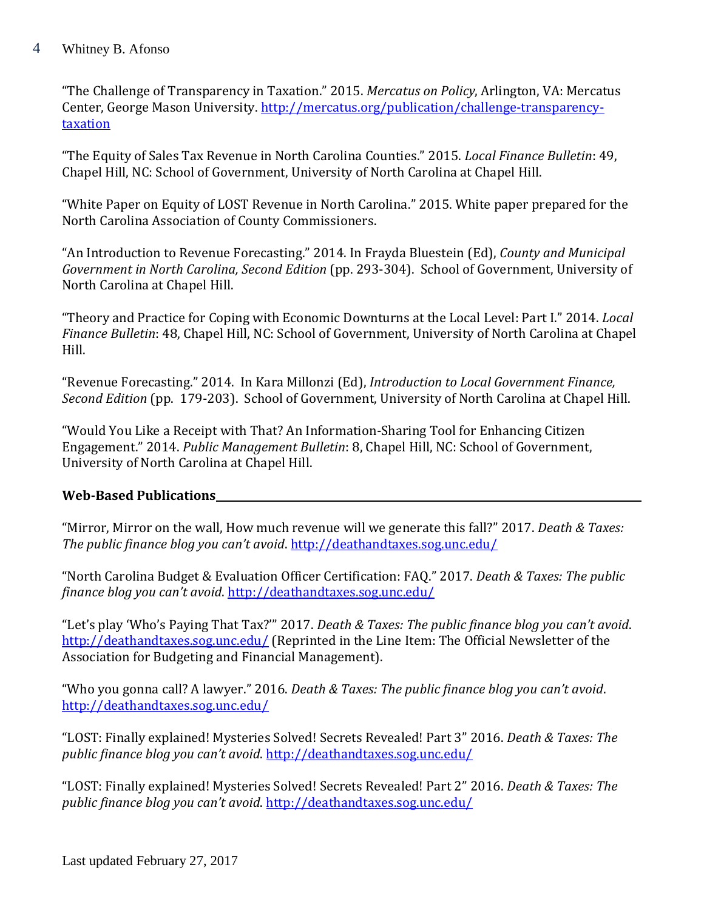"The Challenge of Transparency in Taxation." 2015. *Mercatus on Policy*, Arlington, VA: Mercatus Center, George Mason University. http://mercatus.org/publication/challenge-transparency-taxation

"The Equity of Sales Tax Revenue in North Carolina Counties." 2015. *Local Finance Bulletin*: 49, Chapel Hill, NC: School of Government, University of North Carolina at Chapel Hill.

"White Paper on Equity of LOST Revenue in North Carolina." 2015. White paper prepared for the North Carolina Association of County Commissioners.

"An Introduction to Revenue Forecasting." 2014. In Frayda Bluestein (Ed), *County and Municipal Government in North Carolina, Second Edition* (pp. 293-304). School of Government, University of North Carolina at Chapel Hill.

"Theory and Practice for Coping with Economic Downturns at the Local Level: Part I." 2014. *Local Finance Bulletin*: 48, Chapel Hill, NC: School of Government, University of North Carolina at Chapel Hill.

"Revenue Forecasting." 2014. In Kara Millonzi (Ed), *Introduction to Local Government Finance, Second Edition* (pp. 179-203). School of Government, University of North Carolina at Chapel Hill.

"Would You Like a Receipt with That? An Information-Sharing Tool for Enhancing Citizen Engagement." 2014. *Public Management Bulletin*: 8, Chapel Hill, NC: School of Government, University of North Carolina at Chapel Hill.

## Web-Based Publications

"Mirror, Mirror on the wall, How much revenue will we generate this fall?" 2017. *Death & Taxes: The public finance blog you can't avoid*. http://deathandtaxes.sog.unc.edu/

"North Carolina Budget & Evaluation Officer Certification: FAQ." 2017. *Death & Taxes: The public finance blog you can't avoid*. http://deathandtaxes.sog.unc.edu/

"Let's play 'Who's Paying That Tax?'" 2017. *Death & Taxes: The public finance blog you can't avoid*. http://deathandtaxes.sog.unc.edu/ (Reprinted in the Line Item: The Official Newsletter of the Association for Budgeting and Financial Management).

"Who you gonna call? A lawyer." 2016. *Death & Taxes: The public finance blog you can't avoid*. http://deathandtaxes.sog.unc.edu/

"LOST: Finally explained! Mysteries Solved! Secrets Revealed! Part 3" 2016. *Death & Taxes: The public finance blog you can't avoid*. http://deathandtaxes.sog.unc.edu/

"LOST: Finally explained! Mysteries Solved! Secrets Revealed! Part 2" 2016. *Death & Taxes: The public finance blog you can't avoid*. http://deathandtaxes.sog.unc.edu/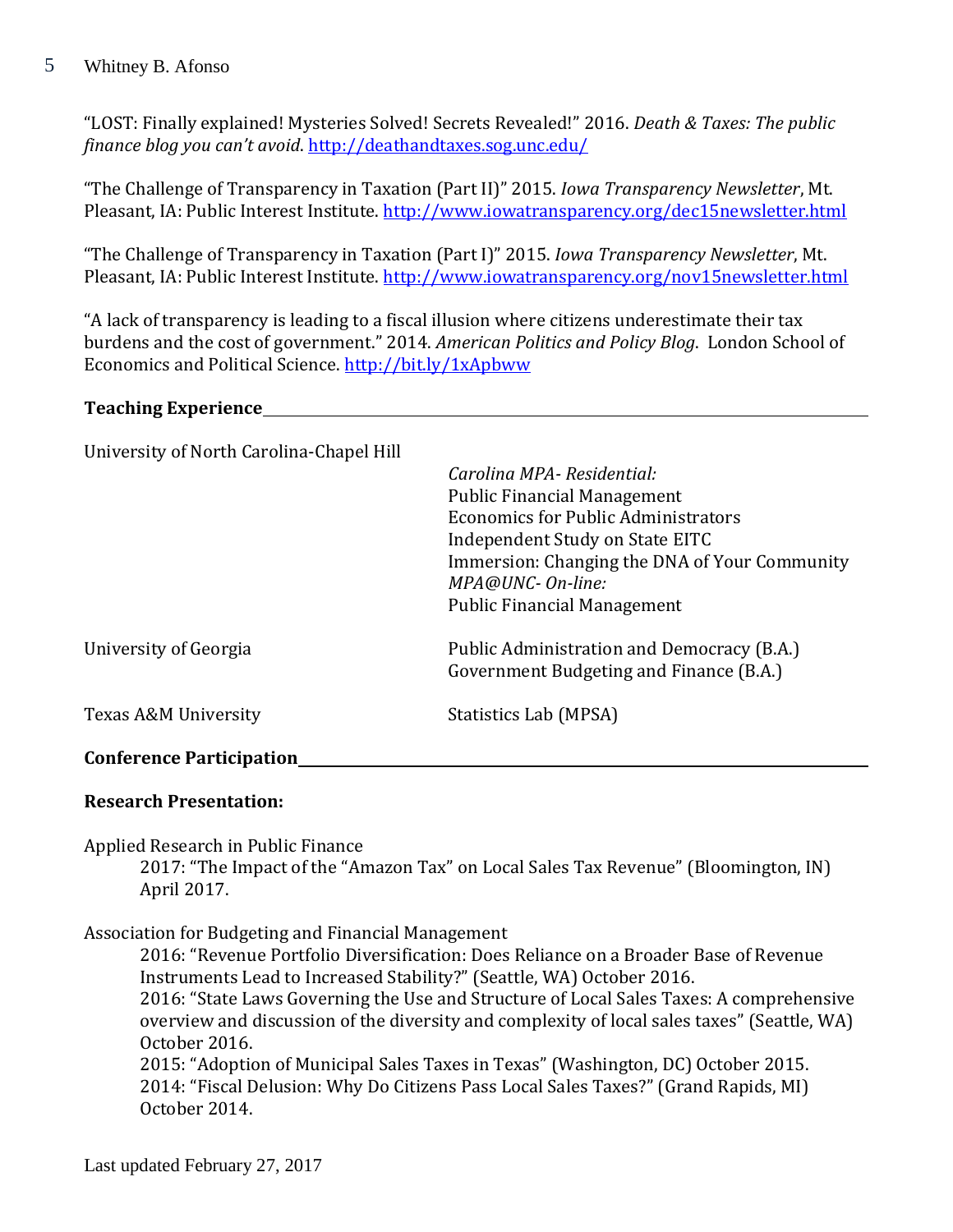"LOST: Finally explained! Mysteries Solved! Secrets Revealed!" 2016. *Death & Taxes: The public finance blog you can't avoid*. http://deathandtaxes.sog.unc.edu/

"The Challenge of Transparency in Taxation (Part II)" 2015. *Iowa Transparency Newsletter*, Mt. Pleasant, IA: Public Interest Institute. http://www.iowatransparency.org/dec15newsletter.html

"The Challenge of Transparency in Taxation (Part I)" 2015. *Iowa Transparency Newsletter*, Mt. Pleasant, IA: Public Interest Institute. http://www.iowatransparency.org/nov15newsletter.html

"A lack of transparency is leading to a fiscal illusion where citizens underestimate their tax burdens and the cost of government." 2014. *American Politics and Policy Blog*. London School of Economics and Political Science. http://bit.ly/1xApbww

## Teaching Experience

**University of North Carolina-Chapel Hill**

*Carolina MPA- Residential:*
- Public Financial Management
- Economics for Public Administrators
- Independent Study on State EITC
- Immersion: Changing the DNA of Your Community

*MPA@UNC- On-line:*
- Public Financial Management

**University of Georgia**
- Public Administration and Democracy (B.A.)
- Government Budgeting and Finance (B.A.)

**Texas A&M University**
- Statistics Lab (MPSA)

## Conference Participation

### Research Presentation:

Applied Research in Public Finance

2017: "The Impact of the "Amazon Tax" on Local Sales Tax Revenue" (Bloomington, IN) April 2017.

Association for Budgeting and Financial Management

2016: "Revenue Portfolio Diversification: Does Reliance on a Broader Base of Revenue Instruments Lead to Increased Stability?" (Seattle, WA) October 2016.
2016: "State Laws Governing the Use and Structure of Local Sales Taxes: A comprehensive overview and discussion of the diversity and complexity of local sales taxes" (Seattle, WA) October 2016.
2015: "Adoption of Municipal Sales Taxes in Texas" (Washington, DC) October 2015.
2014: "Fiscal Delusion: Why Do Citizens Pass Local Sales Taxes?" (Grand Rapids, MI) October 2014.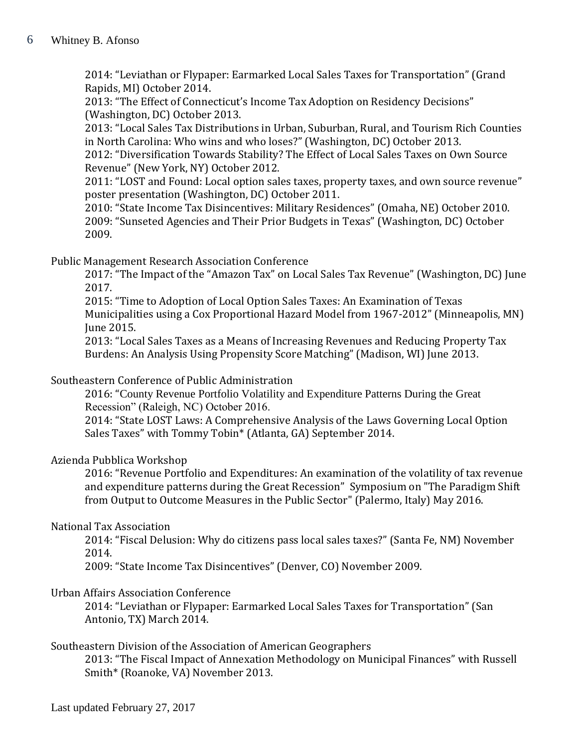2014: "Leviathan or Flypaper: Earmarked Local Sales Taxes for Transportation" (Grand Rapids, MI) October 2014.
2013: "The Effect of Connecticut's Income Tax Adoption on Residency Decisions" (Washington, DC) October 2013.
2013: "Local Sales Tax Distributions in Urban, Suburban, Rural, and Tourism Rich Counties in North Carolina: Who wins and who loses?" (Washington, DC) October 2013.
2012: "Diversification Towards Stability? The Effect of Local Sales Taxes on Own Source Revenue" (New York, NY) October 2012.
2011: "LOST and Found: Local option sales taxes, property taxes, and own source revenue" poster presentation (Washington, DC) October 2011.
2010: "State Income Tax Disincentives: Military Residences" (Omaha, NE) October 2010.
2009: "Sunseted Agencies and Their Prior Budgets in Texas" (Washington, DC) October 2009.

Public Management Research Association Conference

2017: "The Impact of the "Amazon Tax" on Local Sales Tax Revenue" (Washington, DC) June 2017.
2015: "Time to Adoption of Local Option Sales Taxes: An Examination of Texas Municipalities using a Cox Proportional Hazard Model from 1967-2012" (Minneapolis, MN) June 2015.
2013: "Local Sales Taxes as a Means of Increasing Revenues and Reducing Property Tax Burdens: An Analysis Using Propensity Score Matching" (Madison, WI) June 2013.

Southeastern Conference of Public Administration

2016: "County Revenue Portfolio Volatility and Expenditure Patterns During the Great Recession" (Raleigh, NC) October 2016.
2014: "State LOST Laws: A Comprehensive Analysis of the Laws Governing Local Option Sales Taxes" with Tommy Tobin* (Atlanta, GA) September 2014.

Azienda Pubblica Workshop

2016: "Revenue Portfolio and Expenditures: An examination of the volatility of tax revenue and expenditure patterns during the Great Recession" Symposium on "The Paradigm Shift from Output to Outcome Measures in the Public Sector" (Palermo, Italy) May 2016.

National Tax Association

2014: "Fiscal Delusion: Why do citizens pass local sales taxes?" (Santa Fe, NM) November 2014.
2009: "State Income Tax Disincentives" (Denver, CO) November 2009.

Urban Affairs Association Conference

2014: "Leviathan or Flypaper: Earmarked Local Sales Taxes for Transportation" (San Antonio, TX) March 2014.

Southeastern Division of the Association of American Geographers

2013: "The Fiscal Impact of Annexation Methodology on Municipal Finances" with Russell Smith* (Roanoke, VA) November 2013.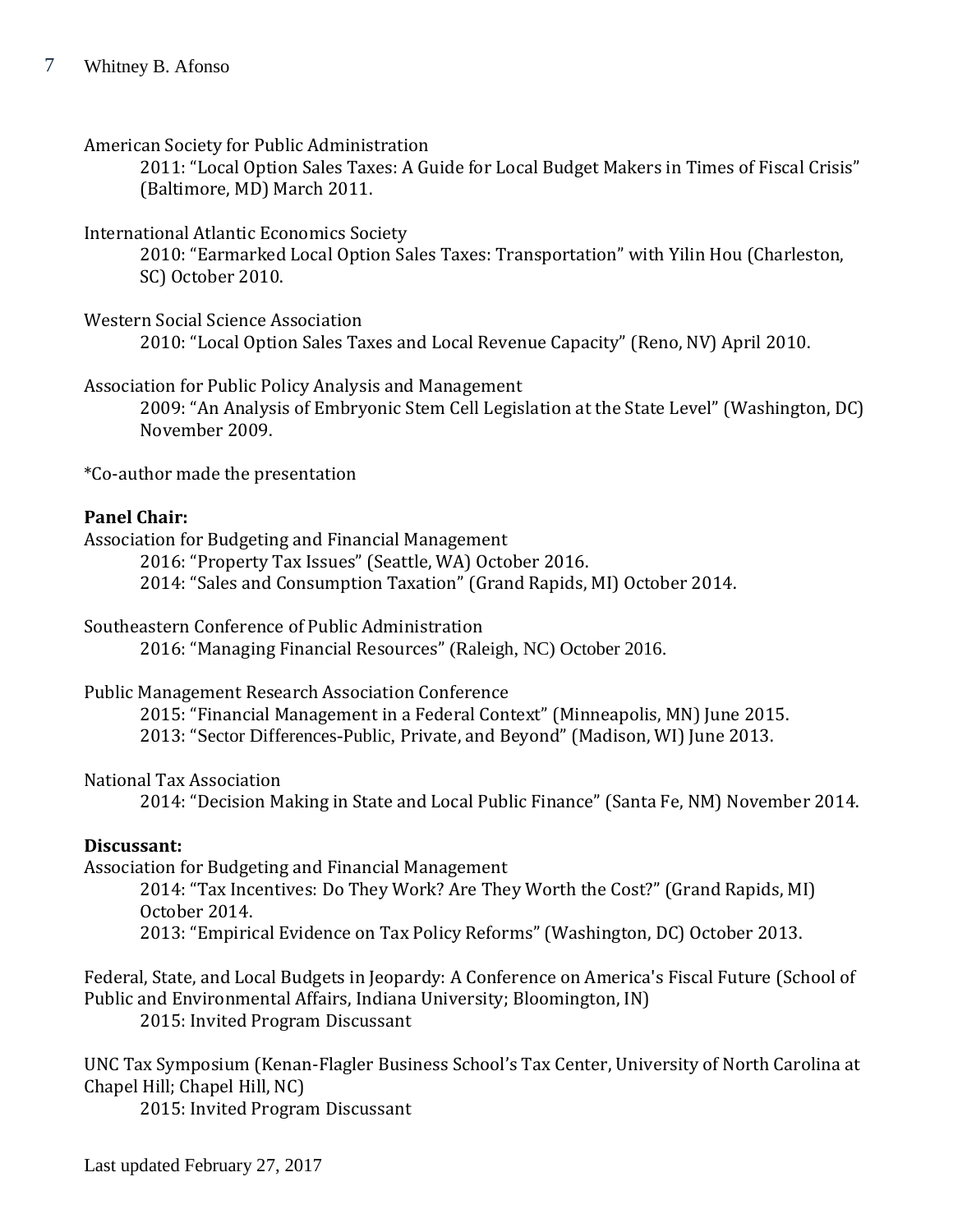American Society for Public Administration

2011: "Local Option Sales Taxes: A Guide for Local Budget Makers in Times of Fiscal Crisis" (Baltimore, MD) March 2011.

International Atlantic Economics Society

2010: "Earmarked Local Option Sales Taxes: Transportation" with Yilin Hou (Charleston, SC) October 2010.

Western Social Science Association

2010: "Local Option Sales Taxes and Local Revenue Capacity" (Reno, NV) April 2010.

Association for Public Policy Analysis and Management

2009: "An Analysis of Embryonic Stem Cell Legislation at the State Level" (Washington, DC) November 2009.

*Co-author made the presentation

**Panel Chair:**

Association for Budgeting and Financial Management

2016: "Property Tax Issues" (Seattle, WA) October 2016.

2014: "Sales and Consumption Taxation" (Grand Rapids, MI) October 2014.

Southeastern Conference of Public Administration

2016: "Managing Financial Resources" (Raleigh, NC) October 2016.

Public Management Research Association Conference

2015: "Financial Management in a Federal Context" (Minneapolis, MN) June 2015.

2013: "Sector Differences-Public, Private, and Beyond" (Madison, WI) June 2013.

National Tax Association

2014: "Decision Making in State and Local Public Finance" (Santa Fe, NM) November 2014.

**Discussant:**

Association for Budgeting and Financial Management

2014: "Tax Incentives: Do They Work? Are They Worth the Cost?" (Grand Rapids, MI) October 2014.

2013: "Empirical Evidence on Tax Policy Reforms" (Washington, DC) October 2013.

Federal, State, and Local Budgets in Jeopardy: A Conference on America's Fiscal Future (School of Public and Environmental Affairs, Indiana University; Bloomington, IN)

2015: Invited Program Discussant

UNC Tax Symposium (Kenan-Flagler Business School's Tax Center, University of North Carolina at Chapel Hill; Chapel Hill, NC)

2015: Invited Program Discussant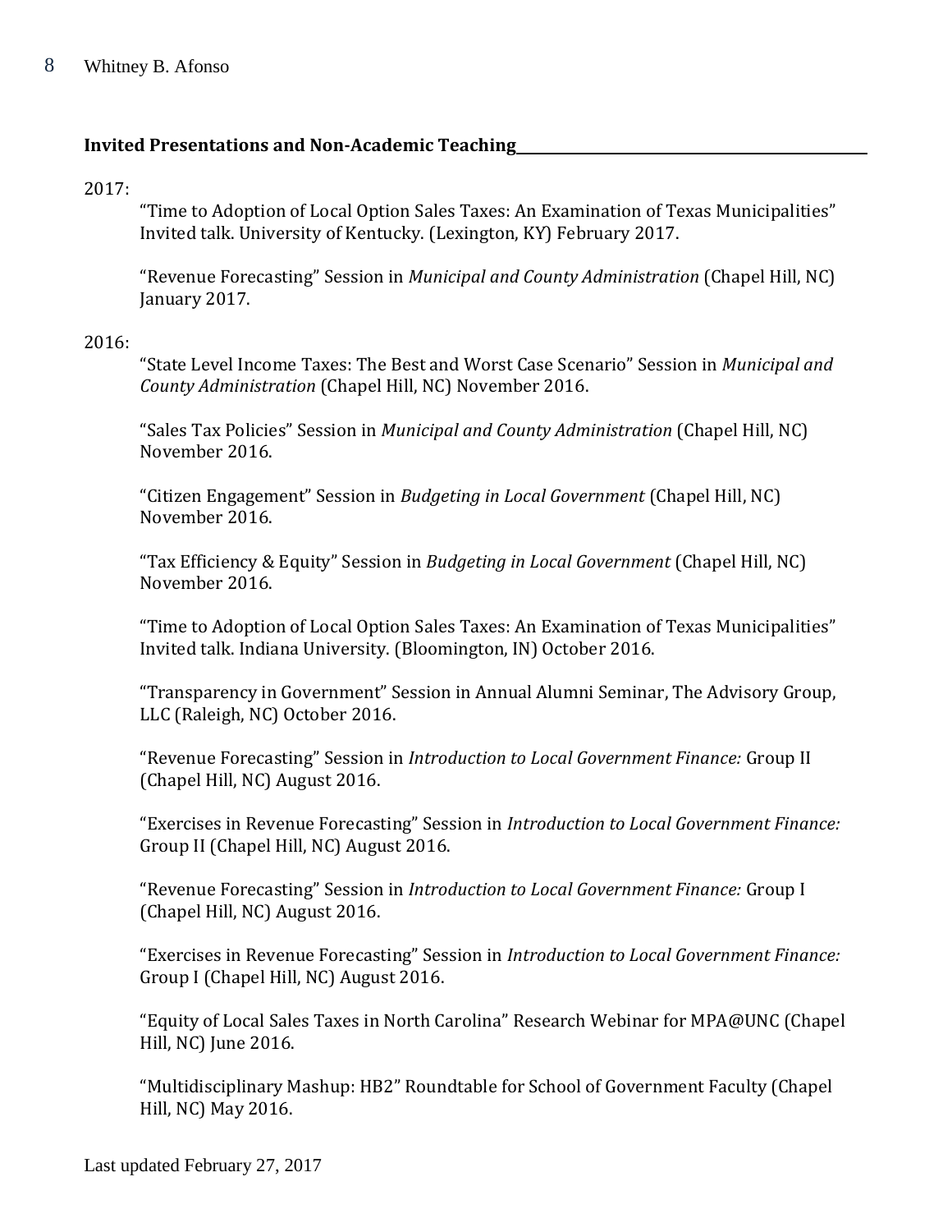## Invited Presentations and Non-Academic Teaching

2017:

“Time to Adoption of Local Option Sales Taxes: An Examination of Texas Municipalities” Invited talk. University of Kentucky. (Lexington, KY) February 2017.

“Revenue Forecasting” Session in *Municipal and County Administration* (Chapel Hill, NC) January 2017.

2016:

“State Level Income Taxes: The Best and Worst Case Scenario” Session in *Municipal and County Administration* (Chapel Hill, NC) November 2016.

“Sales Tax Policies” Session in *Municipal and County Administration* (Chapel Hill, NC) November 2016.

“Citizen Engagement” Session in *Budgeting in Local Government* (Chapel Hill, NC) November 2016.

“Tax Efficiency & Equity” Session in *Budgeting in Local Government* (Chapel Hill, NC) November 2016.

“Time to Adoption of Local Option Sales Taxes: An Examination of Texas Municipalities” Invited talk. Indiana University. (Bloomington, IN) October 2016.

“Transparency in Government” Session in Annual Alumni Seminar, The Advisory Group, LLC (Raleigh, NC) October 2016.

“Revenue Forecasting” Session in *Introduction to Local Government Finance:* Group II (Chapel Hill, NC) August 2016.

“Exercises in Revenue Forecasting” Session in *Introduction to Local Government Finance:* Group II (Chapel Hill, NC) August 2016.

“Revenue Forecasting” Session in *Introduction to Local Government Finance:* Group I (Chapel Hill, NC) August 2016.

“Exercises in Revenue Forecasting” Session in *Introduction to Local Government Finance:* Group I (Chapel Hill, NC) August 2016.

“Equity of Local Sales Taxes in North Carolina” Research Webinar for MPA@UNC (Chapel Hill, NC) June 2016.

“Multidisciplinary Mashup: HB2” Roundtable for School of Government Faculty (Chapel Hill, NC) May 2016.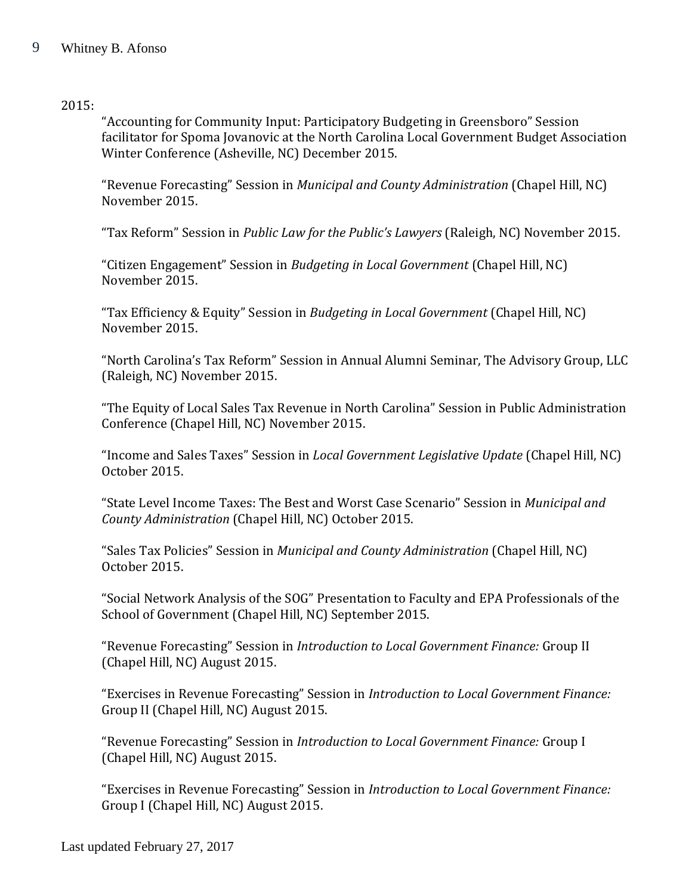2015:

“Accounting for Community Input: Participatory Budgeting in Greensboro” Session facilitator for Spoma Jovanovic at the North Carolina Local Government Budget Association Winter Conference (Asheville, NC) December 2015.

“Revenue Forecasting” Session in *Municipal and County Administration* (Chapel Hill, NC) November 2015.

“Tax Reform” Session in *Public Law for the Public’s Lawyers* (Raleigh, NC) November 2015.

“Citizen Engagement” Session in *Budgeting in Local Government* (Chapel Hill, NC) November 2015.

“Tax Efficiency & Equity” Session in *Budgeting in Local Government* (Chapel Hill, NC) November 2015.

“North Carolina’s Tax Reform” Session in Annual Alumni Seminar, The Advisory Group, LLC (Raleigh, NC) November 2015.

“The Equity of Local Sales Tax Revenue in North Carolina” Session in Public Administration Conference (Chapel Hill, NC) November 2015.

“Income and Sales Taxes” Session in *Local Government Legislative Update* (Chapel Hill, NC) October 2015.

“State Level Income Taxes: The Best and Worst Case Scenario” Session in *Municipal and County Administration* (Chapel Hill, NC) October 2015.

“Sales Tax Policies” Session in *Municipal and County Administration* (Chapel Hill, NC) October 2015.

“Social Network Analysis of the SOG” Presentation to Faculty and EPA Professionals of the School of Government (Chapel Hill, NC) September 2015.

“Revenue Forecasting” Session in *Introduction to Local Government Finance:* Group II (Chapel Hill, NC) August 2015.

“Exercises in Revenue Forecasting” Session in *Introduction to Local Government Finance:* Group II (Chapel Hill, NC) August 2015.

“Revenue Forecasting” Session in *Introduction to Local Government Finance:* Group I (Chapel Hill, NC) August 2015.

“Exercises in Revenue Forecasting” Session in *Introduction to Local Government Finance:* Group I (Chapel Hill, NC) August 2015.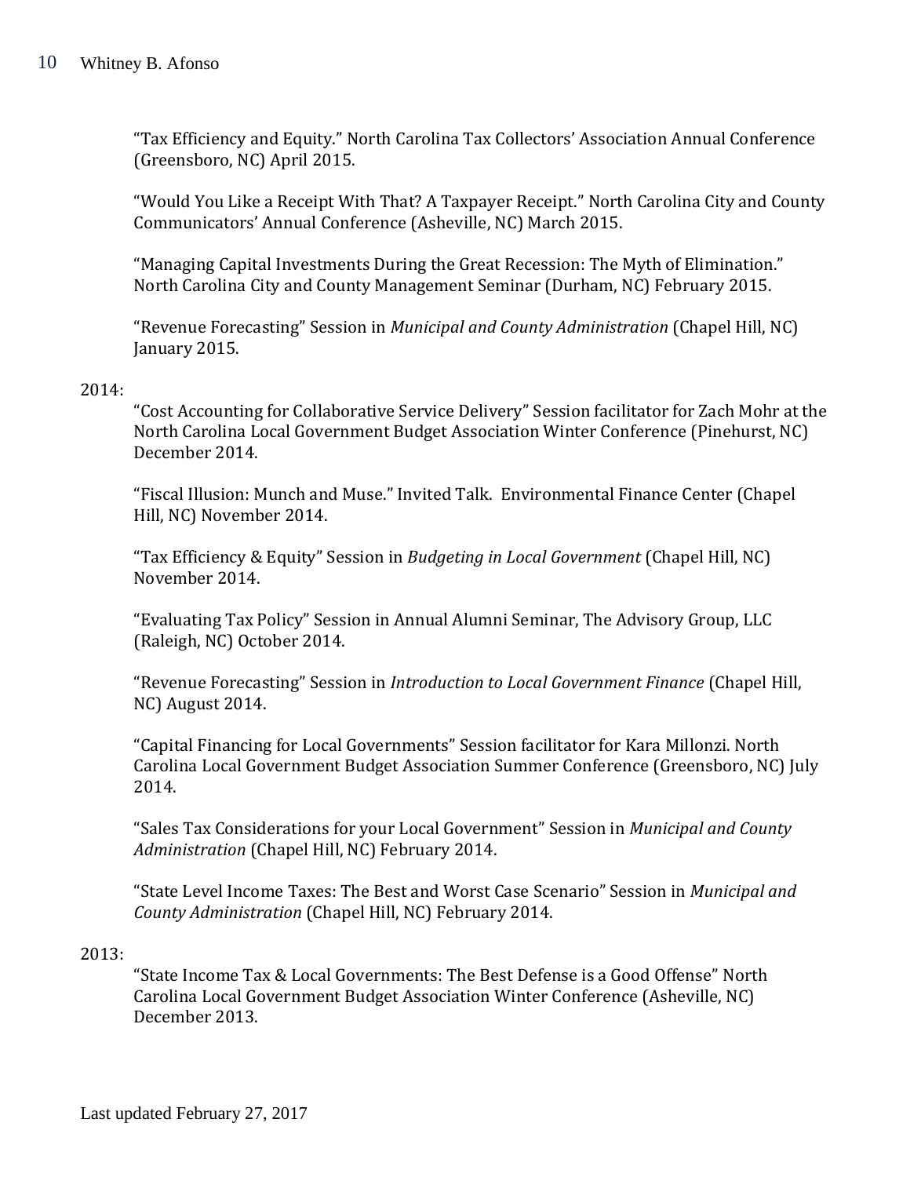"Tax Efficiency and Equity." North Carolina Tax Collectors' Association Annual Conference (Greensboro, NC) April 2015.

"Would You Like a Receipt With That? A Taxpayer Receipt." North Carolina City and County Communicators' Annual Conference (Asheville, NC) March 2015.

"Managing Capital Investments During the Great Recession: The Myth of Elimination." North Carolina City and County Management Seminar (Durham, NC) February 2015.

"Revenue Forecasting" Session in *Municipal and County Administration* (Chapel Hill, NC) January 2015.

2014:

"Cost Accounting for Collaborative Service Delivery" Session facilitator for Zach Mohr at the North Carolina Local Government Budget Association Winter Conference (Pinehurst, NC) December 2014.

"Fiscal Illusion: Munch and Muse." Invited Talk. Environmental Finance Center (Chapel Hill, NC) November 2014.

"Tax Efficiency & Equity" Session in *Budgeting in Local Government* (Chapel Hill, NC) November 2014.

"Evaluating Tax Policy" Session in Annual Alumni Seminar, The Advisory Group, LLC (Raleigh, NC) October 2014.

"Revenue Forecasting" Session in *Introduction to Local Government Finance* (Chapel Hill, NC) August 2014.

"Capital Financing for Local Governments" Session facilitator for Kara Millonzi. North Carolina Local Government Budget Association Summer Conference (Greensboro, NC) July 2014.

"Sales Tax Considerations for your Local Government" Session in *Municipal and County Administration* (Chapel Hill, NC) February 2014.

"State Level Income Taxes: The Best and Worst Case Scenario" Session in *Municipal and County Administration* (Chapel Hill, NC) February 2014.

2013:

"State Income Tax & Local Governments: The Best Defense is a Good Offense" North Carolina Local Government Budget Association Winter Conference (Asheville, NC) December 2013.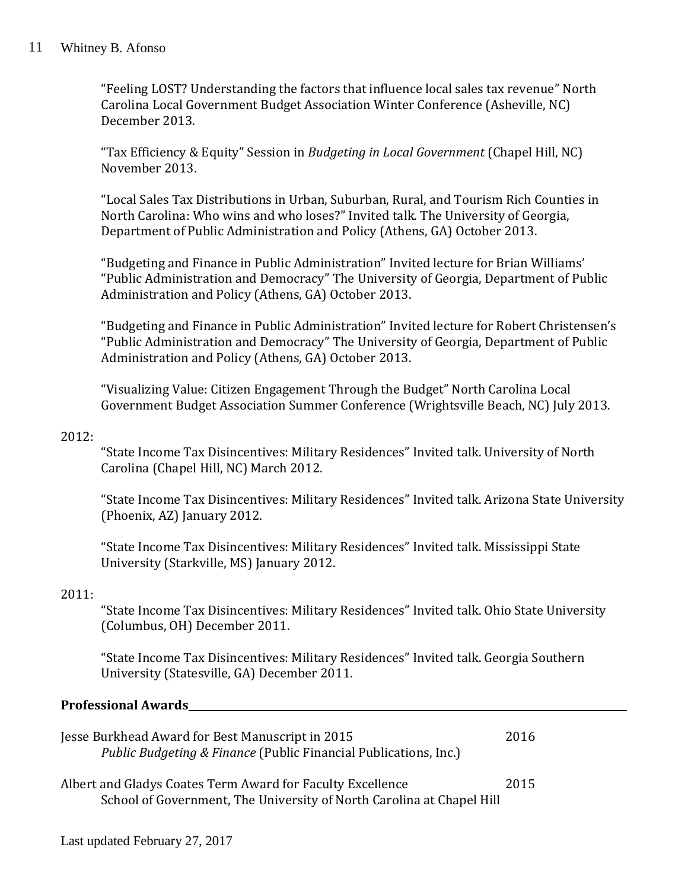"Feeling LOST? Understanding the factors that influence local sales tax revenue" North Carolina Local Government Budget Association Winter Conference (Asheville, NC) December 2013.

"Tax Efficiency & Equity" Session in *Budgeting in Local Government* (Chapel Hill, NC) November 2013.

"Local Sales Tax Distributions in Urban, Suburban, Rural, and Tourism Rich Counties in North Carolina: Who wins and who loses?" Invited talk. The University of Georgia, Department of Public Administration and Policy (Athens, GA) October 2013.

"Budgeting and Finance in Public Administration" Invited lecture for Brian Williams' "Public Administration and Democracy" The University of Georgia, Department of Public Administration and Policy (Athens, GA) October 2013.

"Budgeting and Finance in Public Administration" Invited lecture for Robert Christensen's "Public Administration and Democracy" The University of Georgia, Department of Public Administration and Policy (Athens, GA) October 2013.

"Visualizing Value: Citizen Engagement Through the Budget" North Carolina Local Government Budget Association Summer Conference (Wrightsville Beach, NC) July 2013.

2012:

"State Income Tax Disincentives: Military Residences" Invited talk. University of North Carolina (Chapel Hill, NC) March 2012.

"State Income Tax Disincentives: Military Residences" Invited talk. Arizona State University (Phoenix, AZ) January 2012.

"State Income Tax Disincentives: Military Residences" Invited talk. Mississippi State University (Starkville, MS) January 2012.

2011:

"State Income Tax Disincentives: Military Residences" Invited talk. Ohio State University (Columbus, OH) December 2011.

"State Income Tax Disincentives: Military Residences" Invited talk. Georgia Southern University (Statesville, GA) December 2011.

## Professional Awards

Jesse Burkhead Award for Best Manuscript in 2015 — 2016
*Public Budgeting & Finance* (Public Financial Publications, Inc.)

Albert and Gladys Coates Term Award for Faculty Excellence — 2015
School of Government, The University of North Carolina at Chapel Hill

Last updated February 27, 2017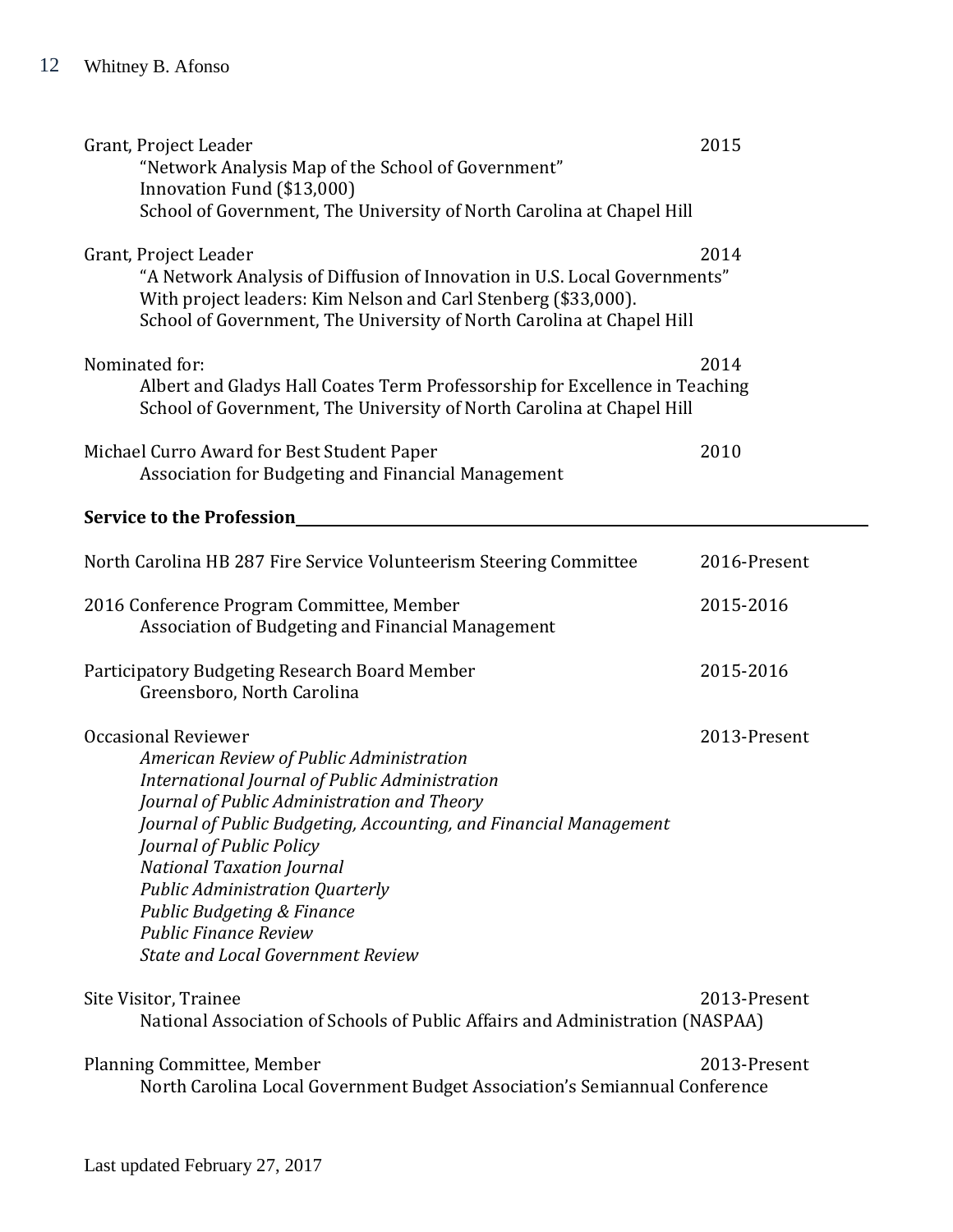Grant, Project Leader 2015
"Network Analysis Map of the School of Government"
Innovation Fund ($13,000)
School of Government, The University of North Carolina at Chapel Hill

Grant, Project Leader 2014
"A Network Analysis of Diffusion of Innovation in U.S. Local Governments"
With project leaders: Kim Nelson and Carl Stenberg ($33,000).
School of Government, The University of North Carolina at Chapel Hill

Nominated for: 2014
Albert and Gladys Hall Coates Term Professorship for Excellence in Teaching
School of Government, The University of North Carolina at Chapel Hill

Michael Curro Award for Best Student Paper 2010
Association for Budgeting and Financial Management

**Service to the Profession**

North Carolina HB 287 Fire Service Volunteerism Steering Committee 2016-Present

2016 Conference Program Committee, Member 2015-2016
Association of Budgeting and Financial Management

Participatory Budgeting Research Board Member 2015-2016
Greensboro, North Carolina

Occasional Reviewer 2013-Present
*American Review of Public Administration*
*International Journal of Public Administration*
*Journal of Public Administration and Theory*
*Journal of Public Budgeting, Accounting, and Financial Management*
*Journal of Public Policy*
*National Taxation Journal*
*Public Administration Quarterly*
*Public Budgeting & Finance*
*Public Finance Review*
*State and Local Government Review*

Site Visitor, Trainee 2013-Present
National Association of Schools of Public Affairs and Administration (NASPAA)

Planning Committee, Member 2013-Present
North Carolina Local Government Budget Association's Semiannual Conference

Last updated February 27, 2017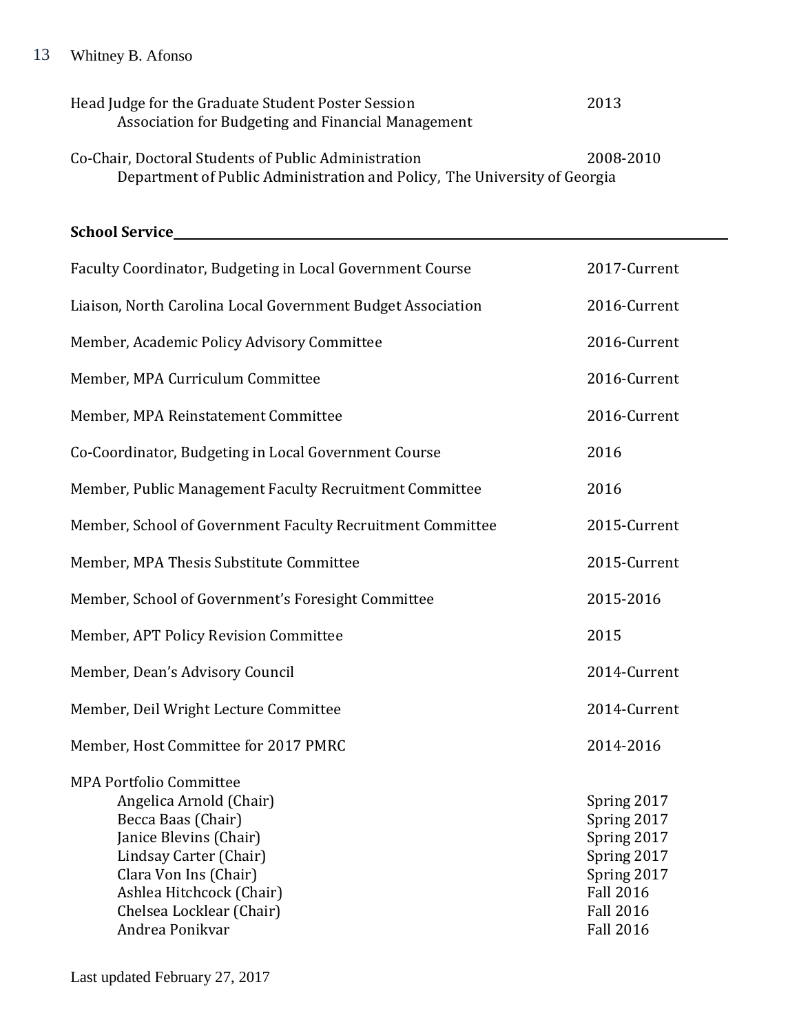Head Judge for the Graduate Student Poster Session — 2013
Association for Budgeting and Financial Management

Co-Chair, Doctoral Students of Public Administration — 2008-2010
Department of Public Administration and Policy, The University of Georgia

## School Service

| | |
|---|---|
| Faculty Coordinator, Budgeting in Local Government Course | 2017-Current |
| Liaison, North Carolina Local Government Budget Association | 2016-Current |
| Member, Academic Policy Advisory Committee | 2016-Current |
| Member, MPA Curriculum Committee | 2016-Current |
| Member, MPA Reinstatement Committee | 2016-Current |
| Co-Coordinator, Budgeting in Local Government Course | 2016 |
| Member, Public Management Faculty Recruitment Committee | 2016 |
| Member, School of Government Faculty Recruitment Committee | 2015-Current |
| Member, MPA Thesis Substitute Committee | 2015-Current |
| Member, School of Government's Foresight Committee | 2015-2016 |
| Member, APT Policy Revision Committee | 2015 |
| Member, Dean's Advisory Council | 2014-Current |
| Member, Deil Wright Lecture Committee | 2014-Current |
| Member, Host Committee for 2017 PMRC | 2014-2016 |

MPA Portfolio Committee

| | |
|---|---|
| Angelica Arnold (Chair) | Spring 2017 |
| Becca Baas (Chair) | Spring 2017 |
| Janice Blevins (Chair) | Spring 2017 |
| Lindsay Carter (Chair) | Spring 2017 |
| Clara Von Ins (Chair) | Spring 2017 |
| Ashlea Hitchcock (Chair) | Fall 2016 |
| Chelsea Locklear (Chair) | Fall 2016 |
| Andrea Ponikvar | Fall 2016 |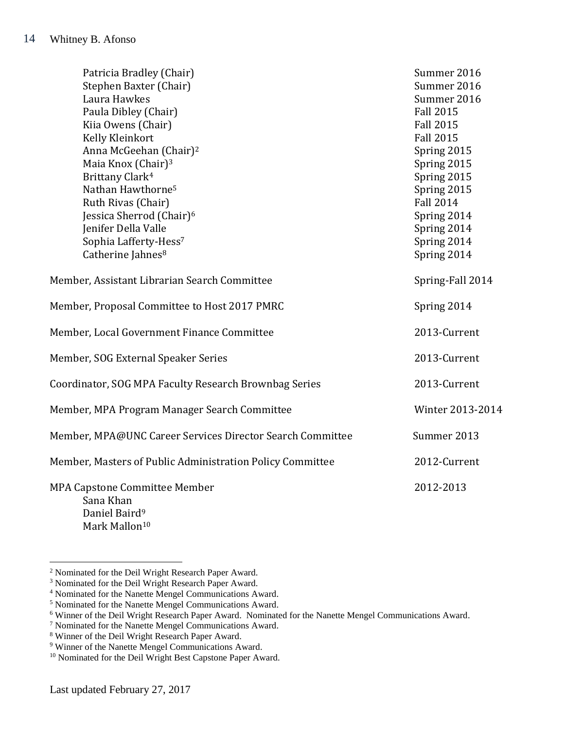Patricia Bradley (Chair) Summer 2016
Stephen Baxter (Chair) Summer 2016
Laura Hawkes Summer 2016
Paula Dibley (Chair) Fall 2015
Kiia Owens (Chair) Fall 2015
Kelly Kleinkort Fall 2015
Anna McGeehan (Chair)[2] Spring 2015
Maia Knox (Chair)[3] Spring 2015
Brittany Clark[4] Spring 2015
Nathan Hawthorne[5] Spring 2015
Ruth Rivas (Chair) Fall 2014
Jessica Sherrod (Chair)[6] Spring 2014
Jenifer Della Valle Spring 2014
Sophia Lafferty-Hess[7] Spring 2014
Catherine Jahnes[8] Spring 2014

Member, Assistant Librarian Search Committee Spring-Fall 2014

Member, Proposal Committee to Host 2017 PMRC Spring 2014

Member, Local Government Finance Committee 2013-Current

Member, SOG External Speaker Series 2013-Current

Coordinator, SOG MPA Faculty Research Brownbag Series 2013-Current

Member, MPA Program Manager Search Committee Winter 2013-2014

Member, MPA@UNC Career Services Director Search Committee Summer 2013

Member, Masters of Public Administration Policy Committee 2012-Current

MPA Capstone Committee Member 2012-2013
Sana Khan
Daniel Baird[9]
Mark Mallon[10]

---

[2] Nominated for the Deil Wright Research Paper Award.
[3] Nominated for the Deil Wright Research Paper Award.
[4] Nominated for the Nanette Mengel Communications Award.
[5] Nominated for the Nanette Mengel Communications Award.
[6] Winner of the Deil Wright Research Paper Award. Nominated for the Nanette Mengel Communications Award.
[7] Nominated for the Nanette Mengel Communications Award.
[8] Winner of the Deil Wright Research Paper Award.
[9] Winner of the Nanette Mengel Communications Award.
[10] Nominated for the Deil Wright Best Capstone Paper Award.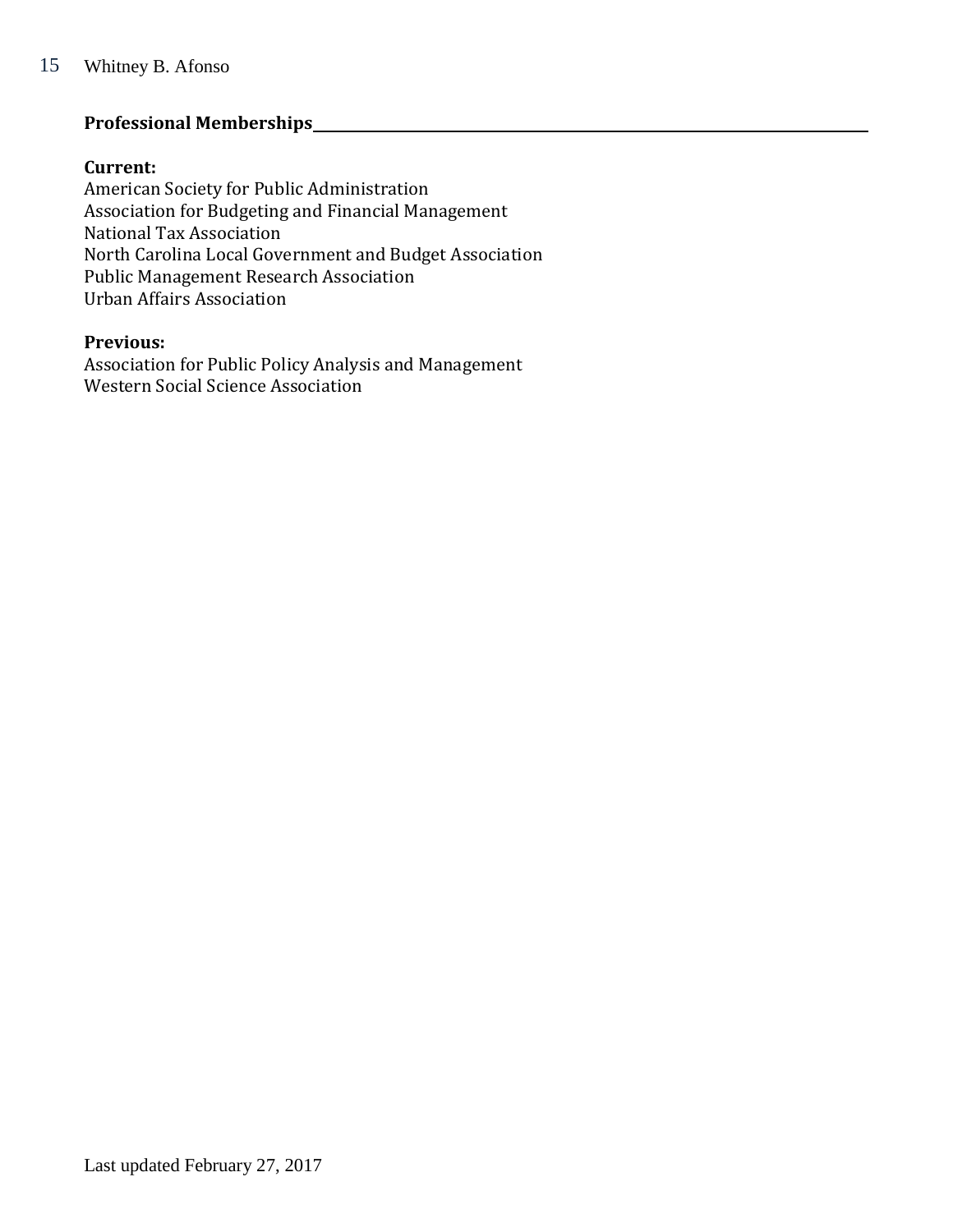## Professional Memberships

**Current:**

American Society for Public Administration
Association for Budgeting and Financial Management
National Tax Association
North Carolina Local Government and Budget Association
Public Management Research Association
Urban Affairs Association

**Previous:**

Association for Public Policy Analysis and Management
Western Social Science Association

Last updated February 27, 2017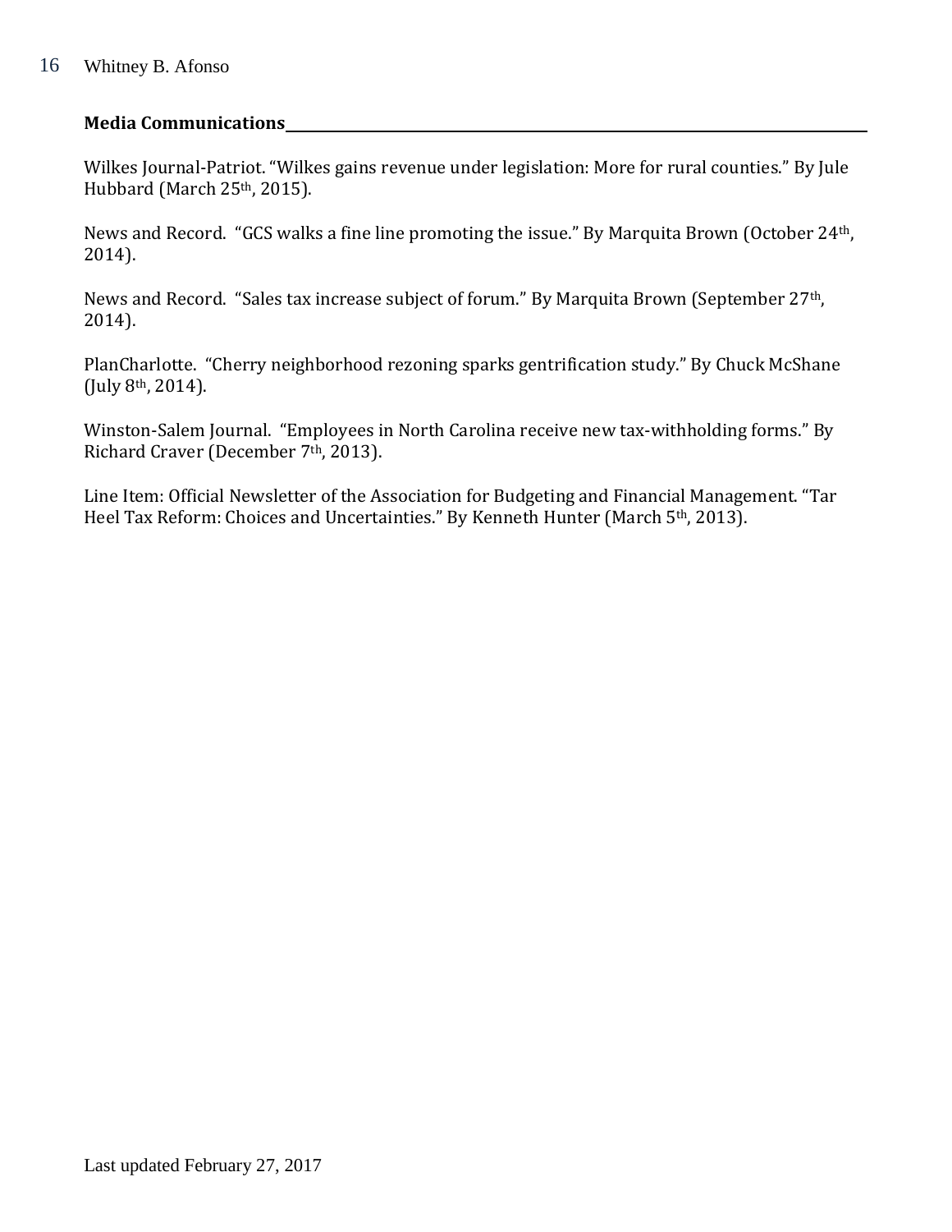**Media Communications**

Wilkes Journal-Patriot. “Wilkes gains revenue under legislation: More for rural counties.” By Jule Hubbard (March 25th, 2015).

News and Record. “GCS walks a fine line promoting the issue.” By Marquita Brown (October 24th, 2014).

News and Record. “Sales tax increase subject of forum.” By Marquita Brown (September 27th, 2014).

PlanCharlotte. “Cherry neighborhood rezoning sparks gentrification study.” By Chuck McShane (July 8th, 2014).

Winston-Salem Journal. “Employees in North Carolina receive new tax-withholding forms.” By Richard Craver (December 7th, 2013).

Line Item: Official Newsletter of the Association for Budgeting and Financial Management. “Tar Heel Tax Reform: Choices and Uncertainties.” By Kenneth Hunter (March 5th, 2013).